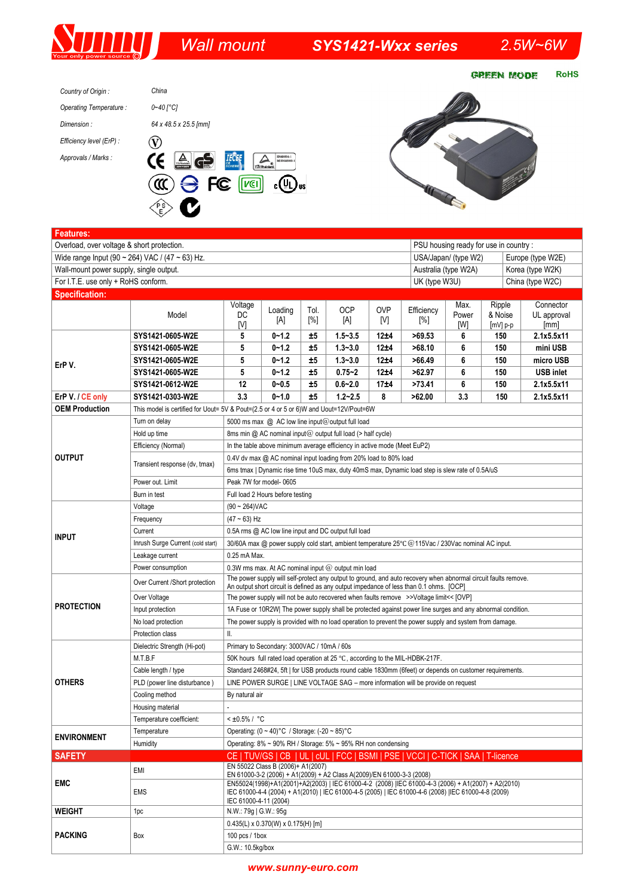# Wall mount SYS1421-Wxx series 2.5W~6W

GREEN MODE RoHS

*Country of Origin :* China

*Operating Temperature :* 0~40 [°C]

*Dimension :* 64 x 48.5 x 25.5 [mm]

*Efficiency level (ErP) :* V

*Approvals / Marks :*

## Features:

| | |
|---|---|
| Overload, over voltage & short protection. | PSU housing ready for use in country : |
| Wide range Input (90 ~ 264) VAC / (47 ~ 63) Hz. | USA/Japan/ (type W2) — Europe (type W2E) |
| Wall-mount power supply, single output. | Australia (type W2A) — Korea (type W2K) |
| For I.T.E. use only + RoHS conform. | UK (type W3U) — China (type W2C) |

## Specification:

| | Model | Voltage DC [V] | Loading [A] | Tol. [%] | OCP [A] | OVP [V] | Efficiency [%] | Max. Power [W] | Ripple & Noise [mV] p-p | Connector UL approval [mm] |
|---|---|---|---|---|---|---|---|---|---|---|
| ErP V. | **SYS1421-0605-W2E** | **5** | **0~1.2** | **±5** | **1.5~3.5** | **12±4** | **>69.53** | **6** | **150** | **2.1x5.5x11** |
| | **SYS1421-0605-W2E** | **5** | **0~1.2** | **±5** | **1.3~3.0** | **12±4** | **>68.10** | **6** | **150** | **mini USB** |
| | **SYS1421-0605-W2E** | **5** | **0~1.2** | **±5** | **1.3~3.0** | **12±4** | **>66.49** | **6** | **150** | **micro USB** |
| | **SYS1421-0605-W2E** | **5** | **0~1.2** | **±5** | **0.75~2** | **12±4** | **>62.97** | **6** | **150** | **USB inlet** |
| | **SYS1421-0612-W2E** | **12** | **0~0.5** | **±5** | **0.6~2.0** | **17±4** | **>73.41** | **6** | **150** | **2.1x5.5x11** |
| ErP V. / CE only | **SYS1421-0303-W2E** | **3.3** | **0~1.0** | **±5** | **1.2~2.5** | **8** | **>62.00** | **3.3** | **150** | **2.1x5.5x11** |
| **OEM Production** | This model is certified for Uout= 5V & Pout=(2.5 or 4 or 5 or 6)W and Uout=12V/Pout=6W | | | | | | | | | |

| Category | Parameter | Specification |
|---|---|---|
| **OUTPUT** | Turn on delay | 5000 ms max @ AC low line input@output full load |
| | Hold up time | 8ms min @ AC nominal input@ output full load (> half cycle) |
| | Efficiency (Normal) | In the table above minimum average efficiency in active mode (Meet EuP2) |
| | Transient response (dv, tmax) | 0.4V dv max @ AC nominal input loading from 20% load to 80% load |
| | | 6ms tmax \| Dynamic rise time 10uS max, duty 40mS max, Dynamic load step is slew rate of 0.5A/uS |
| | Power out. Limit | Peak 7W for model- 0605 |
| | Burn in test | Full load 2 Hours before testing |
| **INPUT** | Voltage | (90 ~ 264)VAC |
| | Frequency | (47 ~ 63) Hz |
| | Current | 0.5A rms @ AC low line input and DC output full load |
| | Inrush Surge Current (cold start) | 30/60A max @ power supply cold start, ambient temperature 25°C @115Vac / 230Vac nominal AC input. |
| | Leakage current | 0.25 mA Max. |
| | Power consumption | 0.3W rms max. At AC nominal input @ output min load |
| **PROTECTION** | Over Current /Short protection | The power supply will self-protect any output to ground, and auto recovery when abnormal circuit faults remove. An output short circuit is defined as any output impedance of less than 0.1 ohms. [OCP] |
| | Over Voltage | The power supply will not be auto recovered when faults remove >>Voltage limit<< [OVP] |
| | Input protection | 1A Fuse or 10R2W\| The power supply shall be protected against power line surges and any abnormal condition. |
| | No load protection | The power supply is provided with no load operation to prevent the power supply and system from damage. |
| | Protection class | II. |
| **OTHERS** | Dielectric Strength (Hi-pot) | Primary to Secondary: 3000VAC / 10mA / 60s |
| | M.T.B.F | 50K hours full rated load operation at 25 °C, according to the MIL-HDBK-217F. |
| | Cable length / type | Standard 2468#24, 5ft \| for USB products round cable 1830mm (6feet) or depends on customer requirements. |
| | PLD (power line disturbance ) | LINE POWER SURGE \| LINE VOLTAGE SAG – more information will be provide on request |
| | Cooling method | By natural air |
| | Housing material | - |
| | Temperature coefficient: | < ±0.5% / °C |
| **ENVIRONMENT** | Temperature | Operating: (0 ~ 40)°C / Storage: (-20 ~ 85)°C |
| | Humidity | Operating: 8% ~ 90% RH / Storage: 5% ~ 95% RH non condensing |
| **SAFETY** | | CE \| TUV/GS \| CB \| UL \| cUL \| FCC \| BSMI \| PSE \| VCCI \| C-TICK \| SAA \| T-licence |
| **EMC** | EMI | EN 55022 Class B (2006)+ A1(2007) EN 61000-3-2 (2006) + A1(2009) + A2 Class A(2009)/EN 61000-3-3 (2008) |
| | EMS | EN55024(1998)+A1(2001)+A2(2003) \| IEC 61000-4-2 (2008) \|IEC 61000-4-3 (2006) + A1(2007) + A2(2010) IEC 61000-4-4 (2004) + A1(2010) \| IEC 61000-4-5 (2005) \| IEC 61000-4-6 (2008) \|IEC 61000-4-8 (2009) IEC 61000-4-11 (2004) |
| **WEIGHT** | 1pc | N.W.: 79g \| G.W.: 95g |
| **PACKING** | Box | 0.435(L) x 0.370(W) x 0.175(H) [m] |
| | | 100 pcs / 1box |
| | | G.W.: 10.5kg/box |

**www.sunny-euro.com**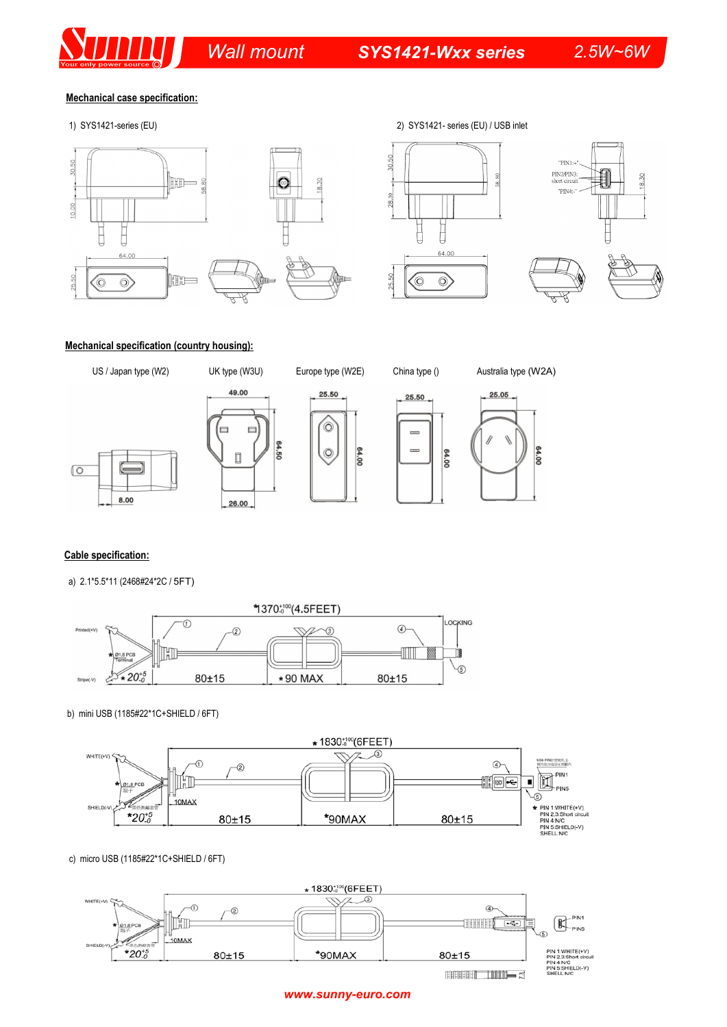**Mechanical case specification:**

1) SYS1421-series (EU)

30.50
10.00
58.80
18.30
64.00
25.50

2) SYS1421- series (EU) / USB inlet

30.50
28.30
58.80
"PIN1:+"
PIN2/PIN3: Short circuit
"PIN4:-"
18.30
64.00
25.50

**Mechanical specification (country housing):**

US / Japan type (W2)

8.00

UK type (W3U)

49.00
64.50
26.00

Europe type (W2E)

25.50
64.00

China type ()

25.50
64.00

Australia type (W2A)

25.05
64.00

**Cable specification:**

a) 2.1*5.5*11 (2468#24*2C / 5FT)

*1370$^{+100}_{-0}$(4.5FEET)

Printed(+V)
Ø1.8 PCB Terminal
Stripe(-V)
*20$^{+5}_{-0}$
80±15
*90 MAX
80±15
LOCKING
① ② ③ ④ ⑤

b) mini USB (1185#22*1C+SHIELD / 6FT)

*1830$^{+100}_{-0}$(6FEET)

WHITE(+V)
Ø1.8 PCB
SHIELD(-V)
*20$^{+5}_{-0}$
10MAX
80±15
*90MAX
80±15
PIN1
PIN5
① ② ③ ④ ⑤

* PIN 1:WHITE(+V)
PIN 2,3:Short circuit
PIN 4:N/C
PIN 5:SHIELD(-Y)
SHELL:N/C

c) micro USB (1185#22*1C+SHIELD / 6FT)

*1830$^{+100}_{-0}$(6FEET)

WHITE(+V)
Ø1.8 PCB
SHIELD(-V)
*20$^{+5}_{-0}$
10MAX
80±15
*90MAX
80±15
PIN1
PIN5
① ② ③ ④ ⑤

PIN 1:WHITE(+V)
PIN 2,3:Short circuit
PIN 4:N/C
PIN 5:SHIELD(-Y)
SHELL:N/C

www.sunny-euro.com